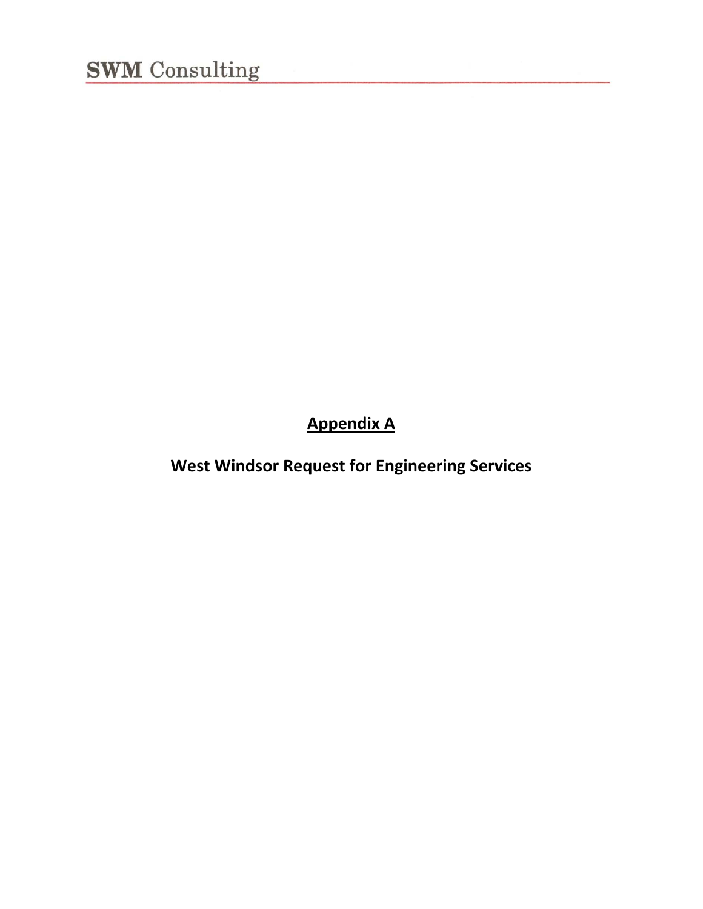# Appendix A

## West Windsor Request for Engineering Services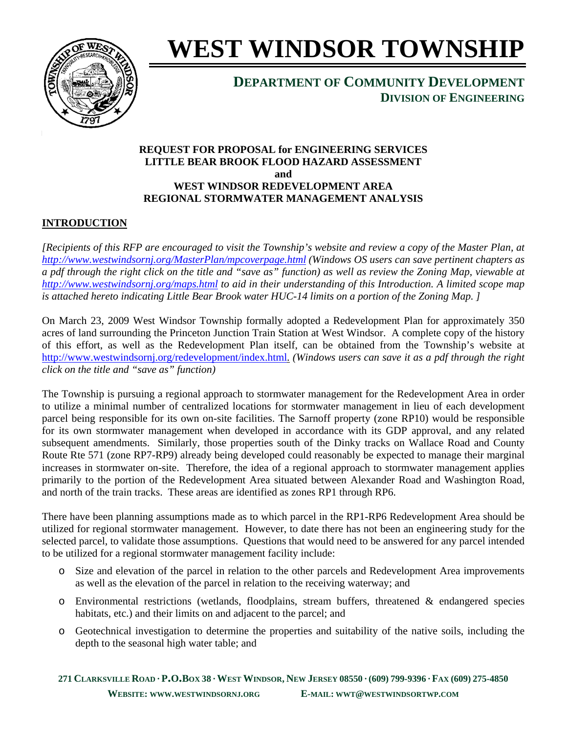# WEST WINDSOR TOWNSHIP

## DEPARTMENT OF COMMUNITY DEVELOPMENT

### DIVISION OF ENGINEERING

**REQUEST FOR PROPOSAL for ENGINEERING SERVICES**
**LITTLE BEAR BROOK FLOOD HAZARD ASSESSMENT**
**and**
**WEST WINDSOR REDEVELOPMENT AREA**
**REGIONAL STORMWATER MANAGEMENT ANALYSIS**

## INTRODUCTION

*[Recipients of this RFP are encouraged to visit the Township's website and review a copy of the Master Plan, at http://www.westwindsornj.org/MasterPlan/mpcoverpage.html (Windows OS users can save pertinent chapters as a pdf through the right click on the title and "save as" function) as well as review the Zoning Map, viewable at http://www.westwindsornj.org/maps.html to aid in their understanding of this Introduction. A limited scope map is attached hereto indicating Little Bear Brook water HUC-14 limits on a portion of the Zoning Map. ]*

On March 23, 2009 West Windsor Township formally adopted a Redevelopment Plan for approximately 350 acres of land surrounding the Princeton Junction Train Station at West Windsor. A complete copy of the history of this effort, as well as the Redevelopment Plan itself, can be obtained from the Township's website at http://www.westwindsornj.org/redevelopment/index.html. *(Windows users can save it as a pdf through the right click on the title and "save as" function)*

The Township is pursuing a regional approach to stormwater management for the Redevelopment Area in order to utilize a minimal number of centralized locations for stormwater management in lieu of each development parcel being responsible for its own on-site facilities. The Sarnoff property (zone RP10) would be responsible for its own stormwater management when developed in accordance with its GDP approval, and any related subsequent amendments. Similarly, those properties south of the Dinky tracks on Wallace Road and County Route Rte 571 (zone RP7-RP9) already being developed could reasonably be expected to manage their marginal increases in stormwater on-site. Therefore, the idea of a regional approach to stormwater management applies primarily to the portion of the Redevelopment Area situated between Alexander Road and Washington Road, and north of the train tracks. These areas are identified as zones RP1 through RP6.

There have been planning assumptions made as to which parcel in the RP1-RP6 Redevelopment Area should be utilized for regional stormwater management. However, to date there has not been an engineering study for the selected parcel, to validate those assumptions. Questions that would need to be answered for any parcel intended to be utilized for a regional stormwater management facility include:

- Size and elevation of the parcel in relation to the other parcels and Redevelopment Area improvements as well as the elevation of the parcel in relation to the receiving waterway; and
- Environmental restrictions (wetlands, floodplains, stream buffers, threatened & endangered species habitats, etc.) and their limits on and adjacent to the parcel; and
- Geotechnical investigation to determine the properties and suitability of the native soils, including the depth to the seasonal high water table; and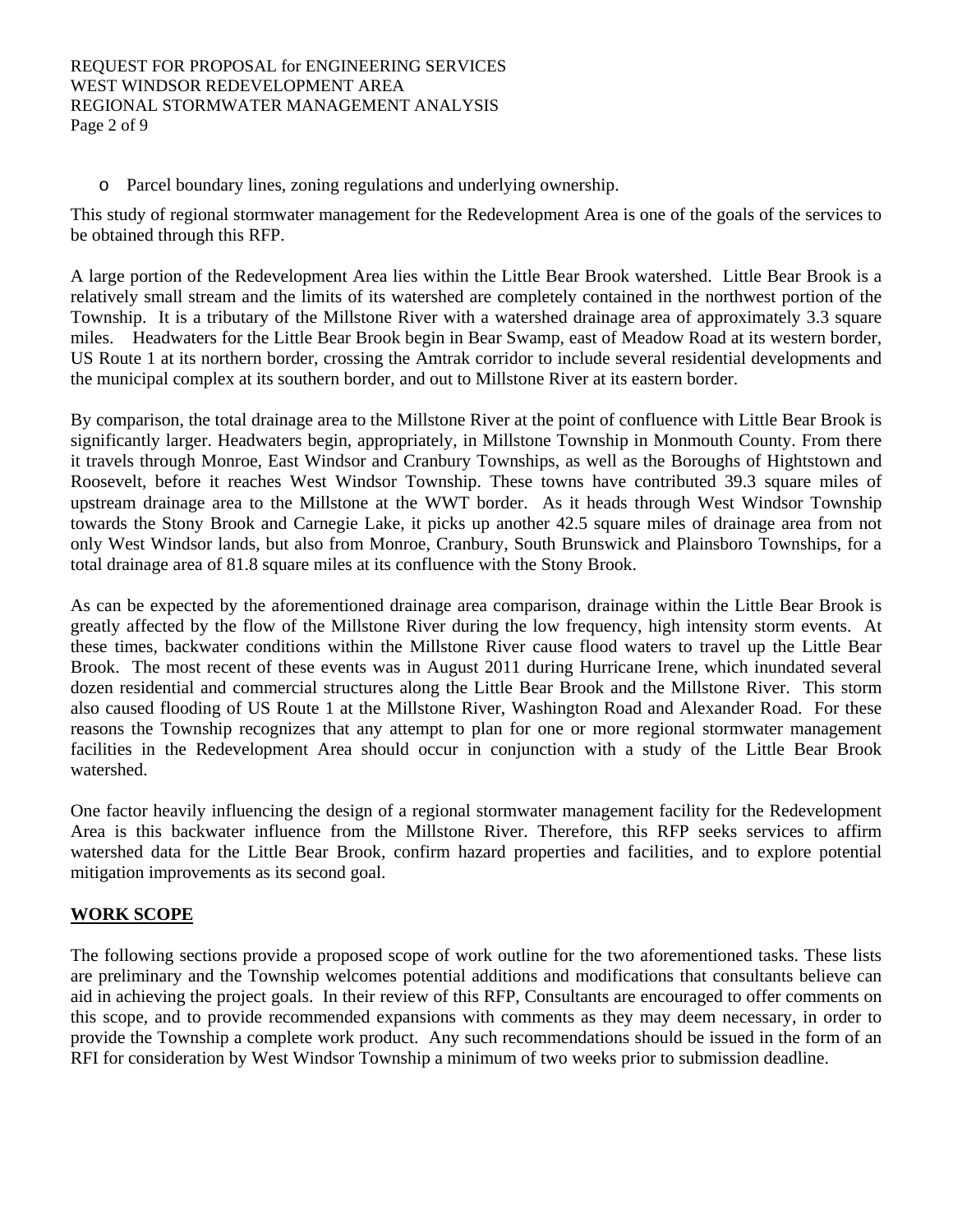- Parcel boundary lines, zoning regulations and underlying ownership.

This study of regional stormwater management for the Redevelopment Area is one of the goals of the services to be obtained through this RFP.

A large portion of the Redevelopment Area lies within the Little Bear Brook watershed. Little Bear Brook is a relatively small stream and the limits of its watershed are completely contained in the northwest portion of the Township. It is a tributary of the Millstone River with a watershed drainage area of approximately 3.3 square miles. Headwaters for the Little Bear Brook begin in Bear Swamp, east of Meadow Road at its western border, US Route 1 at its northern border, crossing the Amtrak corridor to include several residential developments and the municipal complex at its southern border, and out to Millstone River at its eastern border.

By comparison, the total drainage area to the Millstone River at the point of confluence with Little Bear Brook is significantly larger. Headwaters begin, appropriately, in Millstone Township in Monmouth County. From there it travels through Monroe, East Windsor and Cranbury Townships, as well as the Boroughs of Hightstown and Roosevelt, before it reaches West Windsor Township. These towns have contributed 39.3 square miles of upstream drainage area to the Millstone at the WWT border. As it heads through West Windsor Township towards the Stony Brook and Carnegie Lake, it picks up another 42.5 square miles of drainage area from not only West Windsor lands, but also from Monroe, Cranbury, South Brunswick and Plainsboro Townships, for a total drainage area of 81.8 square miles at its confluence with the Stony Brook.

As can be expected by the aforementioned drainage area comparison, drainage within the Little Bear Brook is greatly affected by the flow of the Millstone River during the low frequency, high intensity storm events. At these times, backwater conditions within the Millstone River cause flood waters to travel up the Little Bear Brook. The most recent of these events was in August 2011 during Hurricane Irene, which inundated several dozen residential and commercial structures along the Little Bear Brook and the Millstone River. This storm also caused flooding of US Route 1 at the Millstone River, Washington Road and Alexander Road. For these reasons the Township recognizes that any attempt to plan for one or more regional stormwater management facilities in the Redevelopment Area should occur in conjunction with a study of the Little Bear Brook watershed.

One factor heavily influencing the design of a regional stormwater management facility for the Redevelopment Area is this backwater influence from the Millstone River. Therefore, this RFP seeks services to affirm watershed data for the Little Bear Brook, confirm hazard properties and facilities, and to explore potential mitigation improvements as its second goal.

## WORK SCOPE

The following sections provide a proposed scope of work outline for the two aforementioned tasks. These lists are preliminary and the Township welcomes potential additions and modifications that consultants believe can aid in achieving the project goals. In their review of this RFP, Consultants are encouraged to offer comments on this scope, and to provide recommended expansions with comments as they may deem necessary, in order to provide the Township a complete work product. Any such recommendations should be issued in the form of an RFI for consideration by West Windsor Township a minimum of two weeks prior to submission deadline.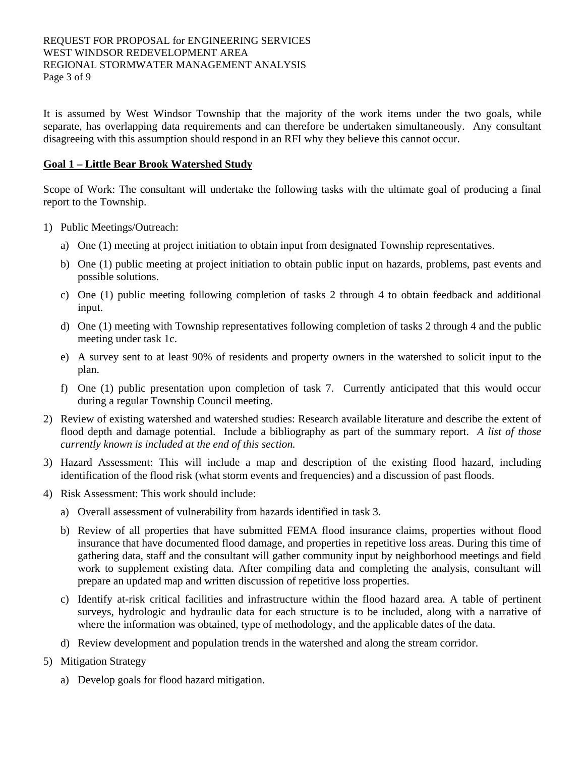It is assumed by West Windsor Township that the majority of the work items under the two goals, while separate, has overlapping data requirements and can therefore be undertaken simultaneously. Any consultant disagreeing with this assumption should respond in an RFI why they believe this cannot occur.

**Goal 1 – Little Bear Brook Watershed Study**

Scope of Work: The consultant will undertake the following tasks with the ultimate goal of producing a final report to the Township.

1) Public Meetings/Outreach:
   a) One (1) meeting at project initiation to obtain input from designated Township representatives.
   b) One (1) public meeting at project initiation to obtain public input on hazards, problems, past events and possible solutions.
   c) One (1) public meeting following completion of tasks 2 through 4 to obtain feedback and additional input.
   d) One (1) meeting with Township representatives following completion of tasks 2 through 4 and the public meeting under task 1c.
   e) A survey sent to at least 90% of residents and property owners in the watershed to solicit input to the plan.
   f) One (1) public presentation upon completion of task 7. Currently anticipated that this would occur during a regular Township Council meeting.
2) Review of existing watershed and watershed studies: Research available literature and describe the extent of flood depth and damage potential. Include a bibliography as part of the summary report. *A list of those currently known is included at the end of this section.*
3) Hazard Assessment: This will include a map and description of the existing flood hazard, including identification of the flood risk (what storm events and frequencies) and a discussion of past floods.
4) Risk Assessment: This work should include:
   a) Overall assessment of vulnerability from hazards identified in task 3.
   b) Review of all properties that have submitted FEMA flood insurance claims, properties without flood insurance that have documented flood damage, and properties in repetitive loss areas. During this time of gathering data, staff and the consultant will gather community input by neighborhood meetings and field work to supplement existing data. After compiling data and completing the analysis, consultant will prepare an updated map and written discussion of repetitive loss properties.
   c) Identify at-risk critical facilities and infrastructure within the flood hazard area. A table of pertinent surveys, hydrologic and hydraulic data for each structure is to be included, along with a narrative of where the information was obtained, type of methodology, and the applicable dates of the data.
   d) Review development and population trends in the watershed and along the stream corridor.
5) Mitigation Strategy
   a) Develop goals for flood hazard mitigation.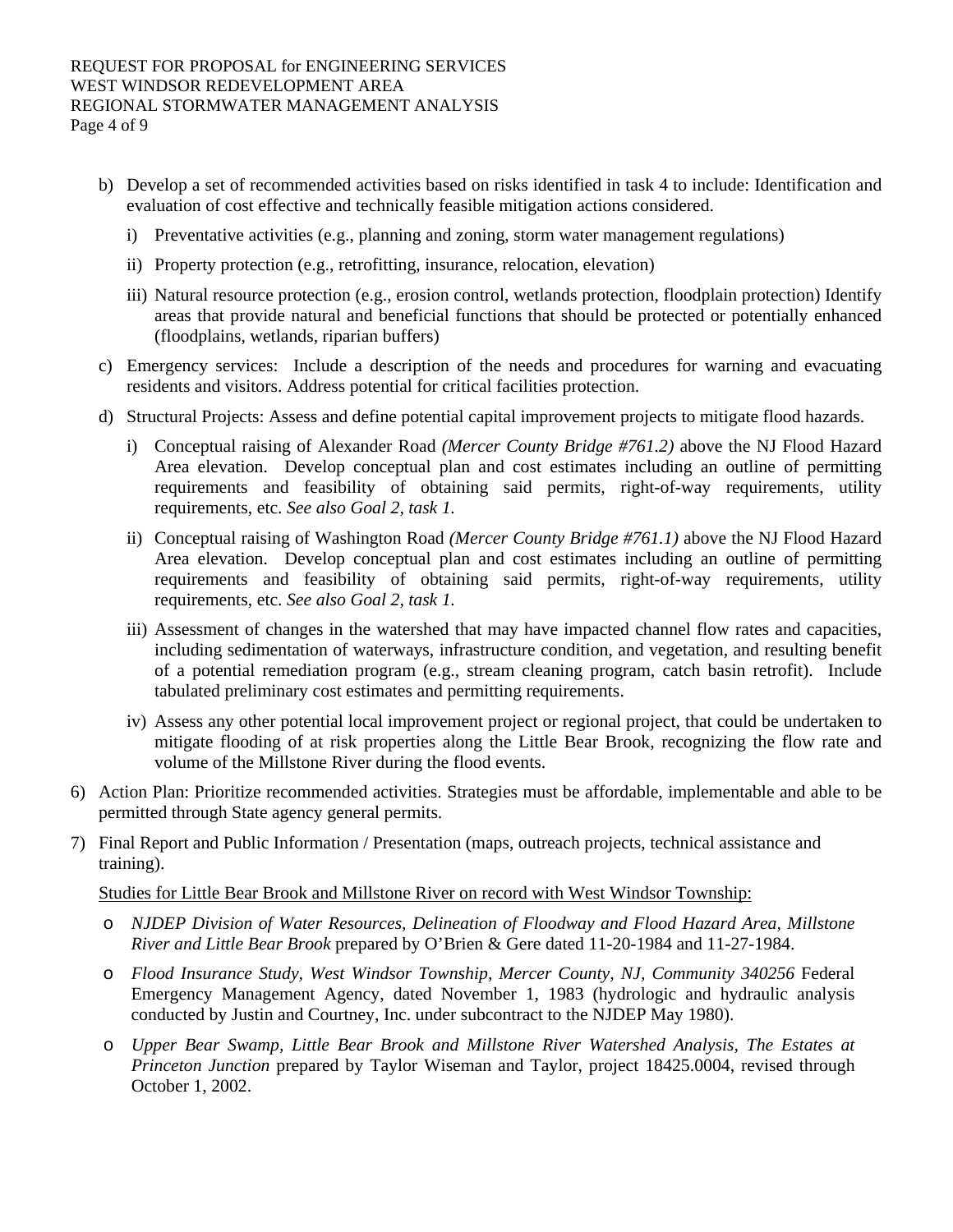b) Develop a set of recommended activities based on risks identified in task 4 to include: Identification and evaluation of cost effective and technically feasible mitigation actions considered.

   i) Preventative activities (e.g., planning and zoning, storm water management regulations)

   ii) Property protection (e.g., retrofitting, insurance, relocation, elevation)

   iii) Natural resource protection (e.g., erosion control, wetlands protection, floodplain protection) Identify areas that provide natural and beneficial functions that should be protected or potentially enhanced (floodplains, wetlands, riparian buffers)

c) Emergency services: Include a description of the needs and procedures for warning and evacuating residents and visitors. Address potential for critical facilities protection.

d) Structural Projects: Assess and define potential capital improvement projects to mitigate flood hazards.

   i) Conceptual raising of Alexander Road *(Mercer County Bridge #761.2)* above the NJ Flood Hazard Area elevation. Develop conceptual plan and cost estimates including an outline of permitting requirements and feasibility of obtaining said permits, right-of-way requirements, utility requirements, etc. *See also Goal 2, task 1.*

   ii) Conceptual raising of Washington Road *(Mercer County Bridge #761.1)* above the NJ Flood Hazard Area elevation. Develop conceptual plan and cost estimates including an outline of permitting requirements and feasibility of obtaining said permits, right-of-way requirements, utility requirements, etc. *See also Goal 2, task 1.*

   iii) Assessment of changes in the watershed that may have impacted channel flow rates and capacities, including sedimentation of waterways, infrastructure condition, and vegetation, and resulting benefit of a potential remediation program (e.g., stream cleaning program, catch basin retrofit). Include tabulated preliminary cost estimates and permitting requirements.

   iv) Assess any other potential local improvement project or regional project, that could be undertaken to mitigate flooding of at risk properties along the Little Bear Brook, recognizing the flow rate and volume of the Millstone River during the flood events.

6) Action Plan: Prioritize recommended activities. Strategies must be affordable, implementable and able to be permitted through State agency general permits.

7) Final Report and Public Information / Presentation (maps, outreach projects, technical assistance and training).

   Studies for Little Bear Brook and Millstone River on record with West Windsor Township:

   - *NJDEP Division of Water Resources, Delineation of Floodway and Flood Hazard Area, Millstone River and Little Bear Brook* prepared by O'Brien & Gere dated 11-20-1984 and 11-27-1984.
   - *Flood Insurance Study, West Windsor Township, Mercer County, NJ, Community 340256* Federal Emergency Management Agency, dated November 1, 1983 (hydrologic and hydraulic analysis conducted by Justin and Courtney, Inc. under subcontract to the NJDEP May 1980).
   - *Upper Bear Swamp, Little Bear Brook and Millstone River Watershed Analysis, The Estates at Princeton Junction* prepared by Taylor Wiseman and Taylor, project 18425.0004, revised through October 1, 2002.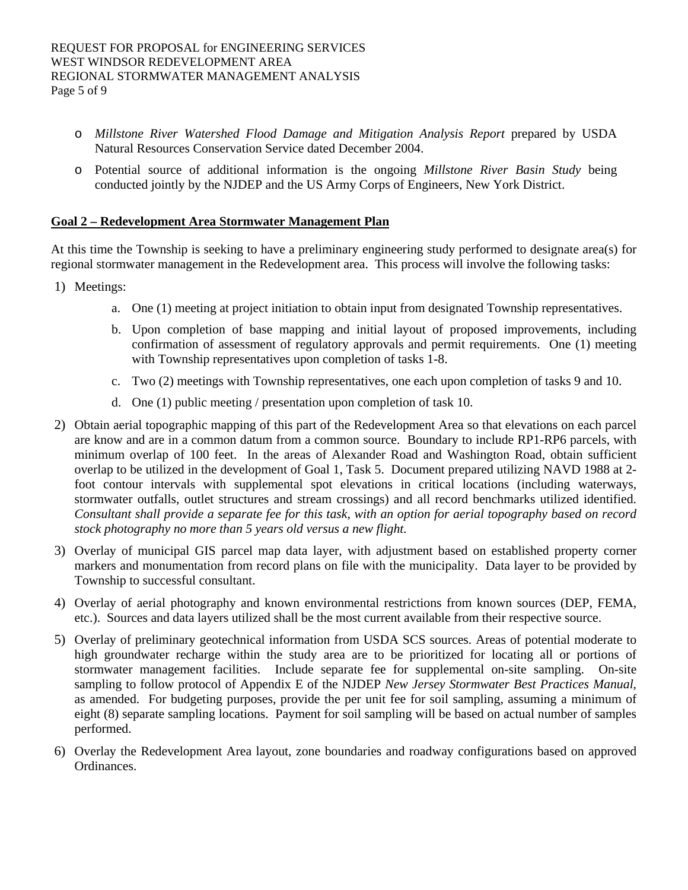- *Millstone River Watershed Flood Damage and Mitigation Analysis Report* prepared by USDA Natural Resources Conservation Service dated December 2004.
- Potential source of additional information is the ongoing *Millstone River Basin Study* being conducted jointly by the NJDEP and the US Army Corps of Engineers, New York District.

**Goal 2 – Redevelopment Area Stormwater Management Plan**

At this time the Township is seeking to have a preliminary engineering study performed to designate area(s) for regional stormwater management in the Redevelopment area. This process will involve the following tasks:

1) Meetings:
   a. One (1) meeting at project initiation to obtain input from designated Township representatives.
   b. Upon completion of base mapping and initial layout of proposed improvements, including confirmation of assessment of regulatory approvals and permit requirements. One (1) meeting with Township representatives upon completion of tasks 1-8.
   c. Two (2) meetings with Township representatives, one each upon completion of tasks 9 and 10.
   d. One (1) public meeting / presentation upon completion of task 10.
2) Obtain aerial topographic mapping of this part of the Redevelopment Area so that elevations on each parcel are know and are in a common datum from a common source. Boundary to include RP1-RP6 parcels, with minimum overlap of 100 feet. In the areas of Alexander Road and Washington Road, obtain sufficient overlap to be utilized in the development of Goal 1, Task 5. Document prepared utilizing NAVD 1988 at 2-foot contour intervals with supplemental spot elevations in critical locations (including waterways, stormwater outfalls, outlet structures and stream crossings) and all record benchmarks utilized identified. *Consultant shall provide a separate fee for this task, with an option for aerial topography based on record stock photography no more than 5 years old versus a new flight.*
3) Overlay of municipal GIS parcel map data layer, with adjustment based on established property corner markers and monumentation from record plans on file with the municipality. Data layer to be provided by Township to successful consultant.
4) Overlay of aerial photography and known environmental restrictions from known sources (DEP, FEMA, etc.). Sources and data layers utilized shall be the most current available from their respective source.
5) Overlay of preliminary geotechnical information from USDA SCS sources. Areas of potential moderate to high groundwater recharge within the study area are to be prioritized for locating all or portions of stormwater management facilities. Include separate fee for supplemental on-site sampling. On-site sampling to follow protocol of Appendix E of the NJDEP *New Jersey Stormwater Best Practices Manual*, as amended. For budgeting purposes, provide the per unit fee for soil sampling, assuming a minimum of eight (8) separate sampling locations. Payment for soil sampling will be based on actual number of samples performed.
6) Overlay the Redevelopment Area layout, zone boundaries and roadway configurations based on approved Ordinances.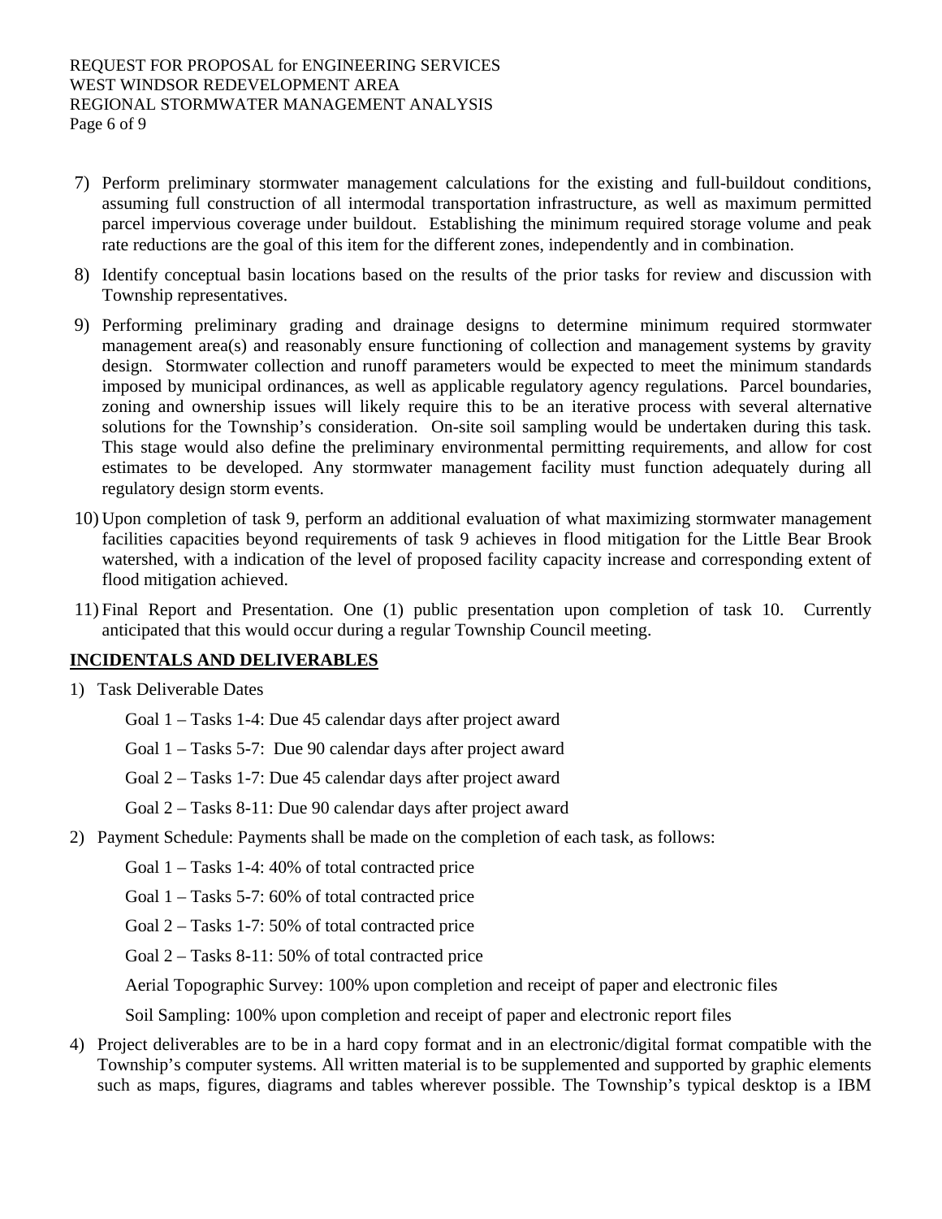7) Perform preliminary stormwater management calculations for the existing and full-buildout conditions, assuming full construction of all intermodal transportation infrastructure, as well as maximum permitted parcel impervious coverage under buildout. Establishing the minimum required storage volume and peak rate reductions are the goal of this item for the different zones, independently and in combination.

8) Identify conceptual basin locations based on the results of the prior tasks for review and discussion with Township representatives.

9) Performing preliminary grading and drainage designs to determine minimum required stormwater management area(s) and reasonably ensure functioning of collection and management systems by gravity design. Stormwater collection and runoff parameters would be expected to meet the minimum standards imposed by municipal ordinances, as well as applicable regulatory agency regulations. Parcel boundaries, zoning and ownership issues will likely require this to be an iterative process with several alternative solutions for the Township's consideration. On-site soil sampling would be undertaken during this task. This stage would also define the preliminary environmental permitting requirements, and allow for cost estimates to be developed. Any stormwater management facility must function adequately during all regulatory design storm events.

10) Upon completion of task 9, perform an additional evaluation of what maximizing stormwater management facilities capacities beyond requirements of task 9 achieves in flood mitigation for the Little Bear Brook watershed, with a indication of the level of proposed facility capacity increase and corresponding extent of flood mitigation achieved.

11) Final Report and Presentation. One (1) public presentation upon completion of task 10. Currently anticipated that this would occur during a regular Township Council meeting.

## INCIDENTALS AND DELIVERABLES

1) Task Deliverable Dates

   Goal 1 – Tasks 1-4: Due 45 calendar days after project award

   Goal 1 – Tasks 5-7: Due 90 calendar days after project award

   Goal 2 – Tasks 1-7: Due 45 calendar days after project award

   Goal 2 – Tasks 8-11: Due 90 calendar days after project award

2) Payment Schedule: Payments shall be made on the completion of each task, as follows:

   Goal 1 – Tasks 1-4: 40% of total contracted price

   Goal 1 – Tasks 5-7: 60% of total contracted price

   Goal 2 – Tasks 1-7: 50% of total contracted price

   Goal 2 – Tasks 8-11: 50% of total contracted price

   Aerial Topographic Survey: 100% upon completion and receipt of paper and electronic files

   Soil Sampling: 100% upon completion and receipt of paper and electronic report files

4) Project deliverables are to be in a hard copy format and in an electronic/digital format compatible with the Township's computer systems. All written material is to be supplemented and supported by graphic elements such as maps, figures, diagrams and tables wherever possible. The Township's typical desktop is a IBM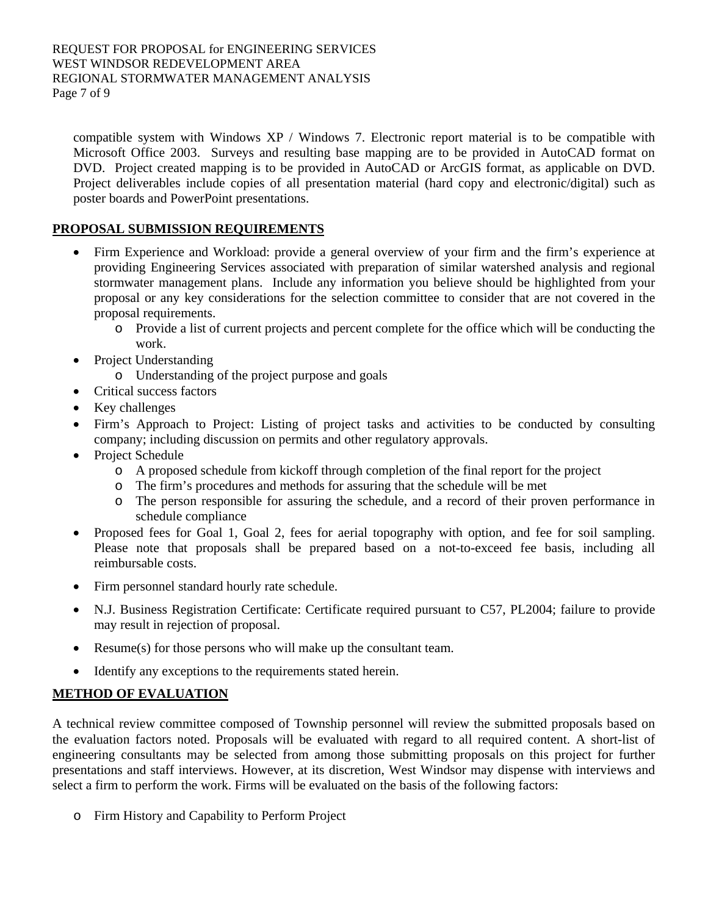compatible system with Windows XP / Windows 7. Electronic report material is to be compatible with Microsoft Office 2003. Surveys and resulting base mapping are to be provided in AutoCAD format on DVD. Project created mapping is to be provided in AutoCAD or ArcGIS format, as applicable on DVD. Project deliverables include copies of all presentation material (hard copy and electronic/digital) such as poster boards and PowerPoint presentations.

## PROPOSAL SUBMISSION REQUIREMENTS

- Firm Experience and Workload: provide a general overview of your firm and the firm's experience at providing Engineering Services associated with preparation of similar watershed analysis and regional stormwater management plans. Include any information you believe should be highlighted from your proposal or any key considerations for the selection committee to consider that are not covered in the proposal requirements.
  - Provide a list of current projects and percent complete for the office which will be conducting the work.
- Project Understanding
  - Understanding of the project purpose and goals
- Critical success factors
- Key challenges
- Firm's Approach to Project: Listing of project tasks and activities to be conducted by consulting company; including discussion on permits and other regulatory approvals.
- Project Schedule
  - A proposed schedule from kickoff through completion of the final report for the project
  - The firm's procedures and methods for assuring that the schedule will be met
  - The person responsible for assuring the schedule, and a record of their proven performance in schedule compliance
- Proposed fees for Goal 1, Goal 2, fees for aerial topography with option, and fee for soil sampling. Please note that proposals shall be prepared based on a not-to-exceed fee basis, including all reimbursable costs.
- Firm personnel standard hourly rate schedule.
- N.J. Business Registration Certificate: Certificate required pursuant to C57, PL2004; failure to provide may result in rejection of proposal.
- Resume(s) for those persons who will make up the consultant team.
- Identify any exceptions to the requirements stated herein.

## METHOD OF EVALUATION

A technical review committee composed of Township personnel will review the submitted proposals based on the evaluation factors noted. Proposals will be evaluated with regard to all required content. A short-list of engineering consultants may be selected from among those submitting proposals on this project for further presentations and staff interviews. However, at its discretion, West Windsor may dispense with interviews and select a firm to perform the work. Firms will be evaluated on the basis of the following factors:

- Firm History and Capability to Perform Project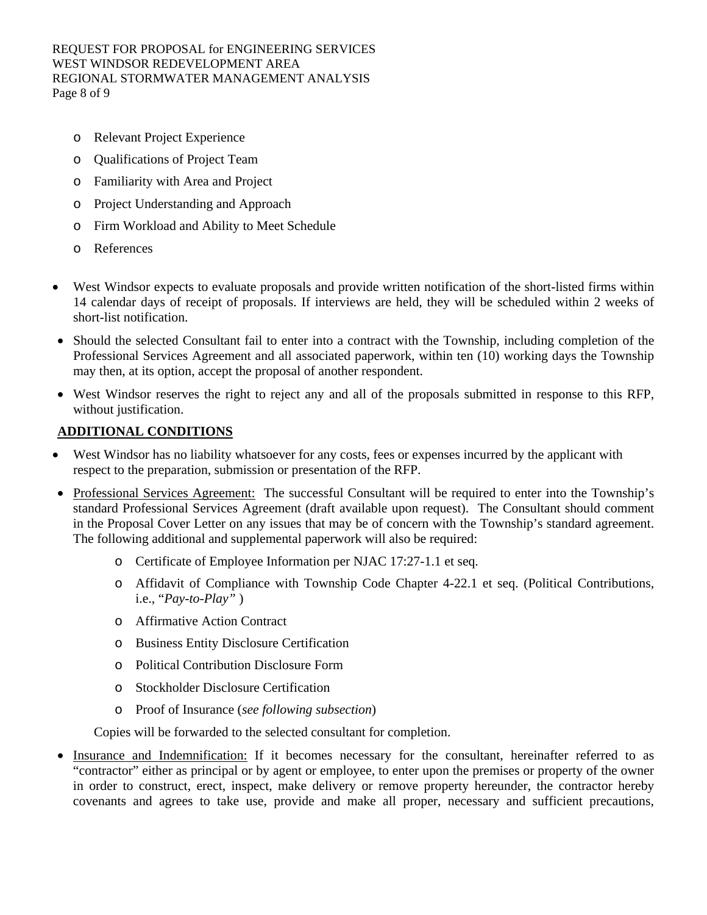- Relevant Project Experience
- Qualifications of Project Team
- Familiarity with Area and Project
- Project Understanding and Approach
- Firm Workload and Ability to Meet Schedule
- References

- West Windsor expects to evaluate proposals and provide written notification of the short-listed firms within 14 calendar days of receipt of proposals. If interviews are held, they will be scheduled within 2 weeks of short-list notification.
- Should the selected Consultant fail to enter into a contract with the Township, including completion of the Professional Services Agreement and all associated paperwork, within ten (10) working days the Township may then, at its option, accept the proposal of another respondent.
- West Windsor reserves the right to reject any and all of the proposals submitted in response to this RFP, without justification.

## ADDITIONAL CONDITIONS

- West Windsor has no liability whatsoever for any costs, fees or expenses incurred by the applicant with respect to the preparation, submission or presentation of the RFP.
- Professional Services Agreement: The successful Consultant will be required to enter into the Township's standard Professional Services Agreement (draft available upon request). The Consultant should comment in the Proposal Cover Letter on any issues that may be of concern with the Township's standard agreement. The following additional and supplemental paperwork will also be required:
  - Certificate of Employee Information per NJAC 17:27-1.1 et seq.
  - Affidavit of Compliance with Township Code Chapter 4-22.1 et seq. (Political Contributions, i.e., "*Pay-to-Play*" )
  - Affirmative Action Contract
  - Business Entity Disclosure Certification
  - Political Contribution Disclosure Form
  - Stockholder Disclosure Certification
  - Proof of Insurance (*see following subsection*)

  Copies will be forwarded to the selected consultant for completion.
- Insurance and Indemnification: If it becomes necessary for the consultant, hereinafter referred to as "contractor" either as principal or by agent or employee, to enter upon the premises or property of the owner in order to construct, erect, inspect, make delivery or remove property hereunder, the contractor hereby covenants and agrees to take use, provide and make all proper, necessary and sufficient precautions,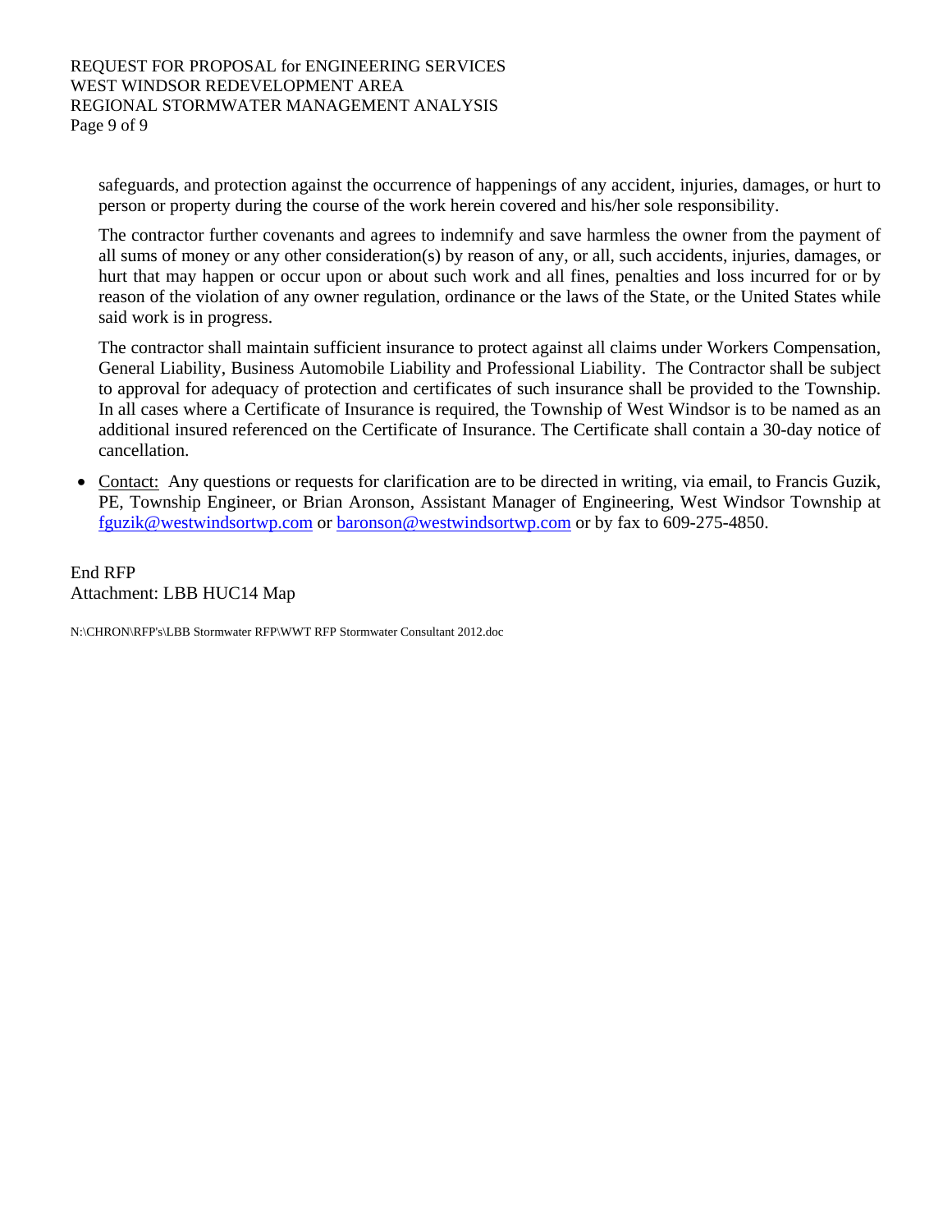safeguards, and protection against the occurrence of happenings of any accident, injuries, damages, or hurt to person or property during the course of the work herein covered and his/her sole responsibility.

The contractor further covenants and agrees to indemnify and save harmless the owner from the payment of all sums of money or any other consideration(s) by reason of any, or all, such accidents, injuries, damages, or hurt that may happen or occur upon or about such work and all fines, penalties and loss incurred for or by reason of the violation of any owner regulation, ordinance or the laws of the State, or the United States while said work is in progress.

The contractor shall maintain sufficient insurance to protect against all claims under Workers Compensation, General Liability, Business Automobile Liability and Professional Liability. The Contractor shall be subject to approval for adequacy of protection and certificates of such insurance shall be provided to the Township. In all cases where a Certificate of Insurance is required, the Township of West Windsor is to be named as an additional insured referenced on the Certificate of Insurance. The Certificate shall contain a 30-day notice of cancellation.

- Contact: Any questions or requests for clarification are to be directed in writing, via email, to Francis Guzik, PE, Township Engineer, or Brian Aronson, Assistant Manager of Engineering, West Windsor Township at fguzik@westwindsortwp.com or baronson@westwindsortwp.com or by fax to 609-275-4850.

End RFP
Attachment: LBB HUC14 Map

N:\CHRON\RFP's\LBB Stormwater RFP\WWT RFP Stormwater Consultant 2012.doc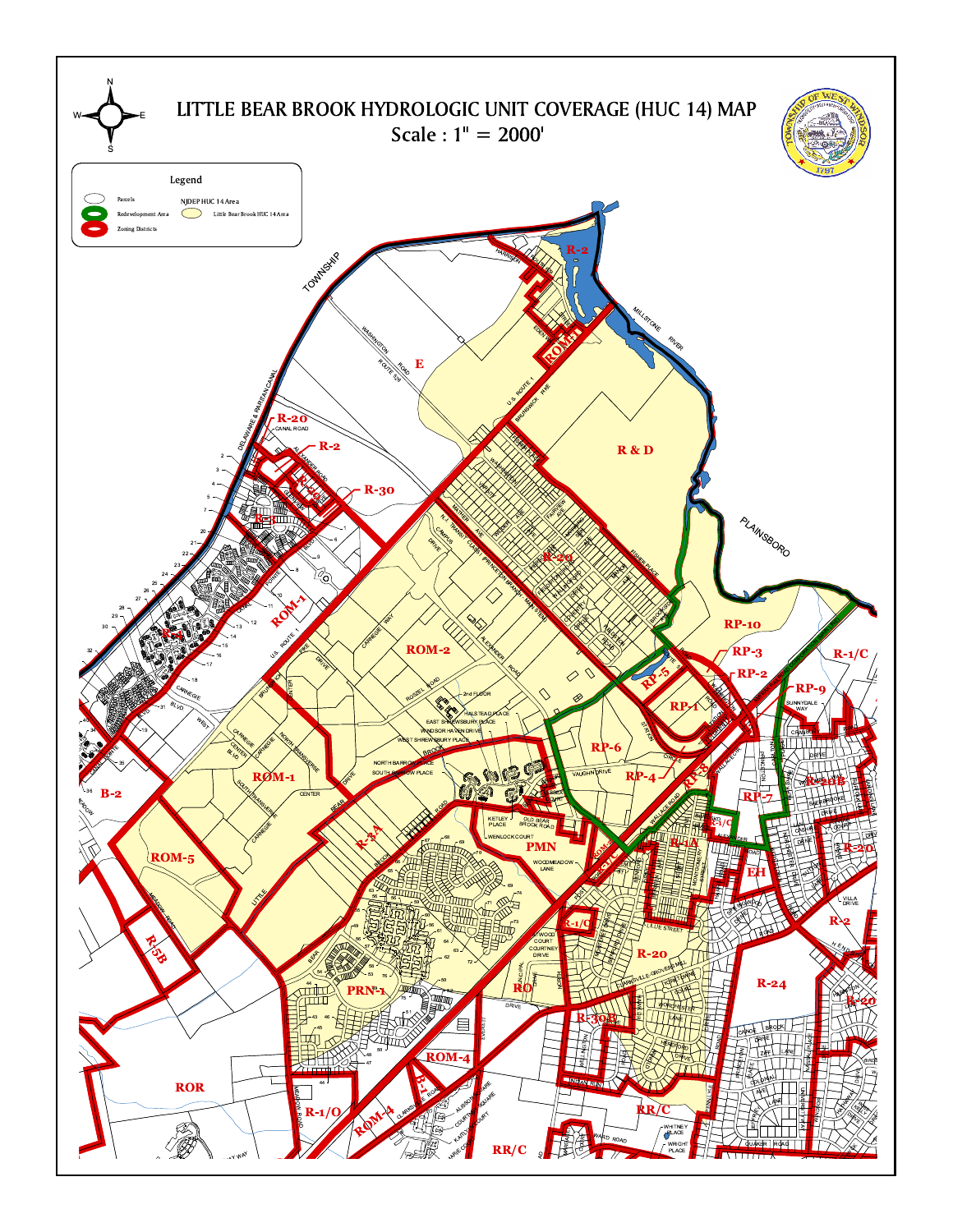# LITTLE BEAR BROOK HYDROLOGIC UNIT COVERAGE (HUC 14) MAP

Scale : 1" = 2000'

**Legend**

- Parcels
- Redevelopment Area
- Zoning Districts
- NJDEP HUC 14 Area
- Little Bear Brook HUC 14 Area

TOWNSHIP OF WEST WINDSOR 1797

R-2

E

R-20

R-30

R & D

ROM-1

ROM-2

R-20

RP-10

RP-3

RP-2

RP-5

RP-1

RP-9

R-1/C

RP-6

RP-4

RP-8

RP-7

R-20B

B-2

ROM-5

R-5B

R-3A

PMN

R-1/A

EH

R-20

R-2

R-1/C

R-20

R-24

PRN-1

RO

R-30B

ROM-4

ROR

R-1/O

ROM-4

RR/C

RR/C

MILLSTONE RIVER

PLAINSBORO

DELAWARE & RARITAN CANAL

WASHINGTON ROAD ROUTE 526

U.S. ROUTE 1 BRUNSWICK PIKE

CANAL ROAD

ALEXANDER ROAD

CARNEGIE CENTER BLVD

N.J. TRANSIT CLASS I PRINCETON BRANCH MAIN STEM

VAUGHN DRIVE

WALLACE ROAD

OLD BEAR BROOK ROAD

WOODMEADOW LANE

BEAR BROOK ROAD

MEADOW ROAD

QUAKER ROAD

WARD ROAD

WHITNEY PLACE

WRIGHT PLACE